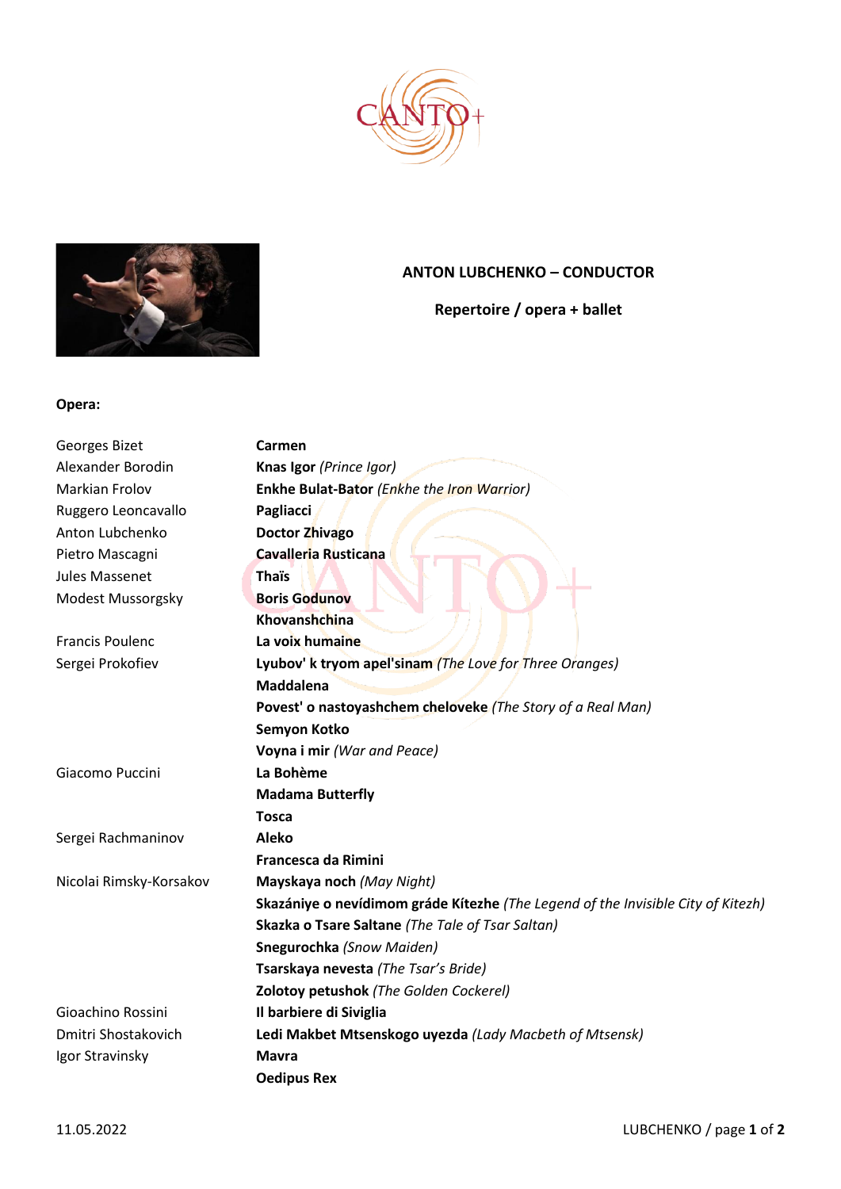# ANTON LUBCHENKO – CONDUCTOR

## Repertoire / opera + ballet

**Opera:**

| Composer | Work |
|---|---|
| Georges Bizet | **Carmen** |
| Alexander Borodin | **Knas Igor** *(Prince Igor)* |
| Markian Frolov | **Enkhe Bulat-Bator** *(Enkhe the Iron Warrior)* |
| Ruggero Leoncavallo | **Pagliacci** |
| Anton Lubchenko | **Doctor Zhivago** |
| Pietro Mascagni | **Cavalleria Rusticana** |
| Jules Massenet | **Thaïs** |
| Modest Mussorgsky | **Boris Godunov** |
| | **Khovanshchina** |
| Francis Poulenc | **La voix humaine** |
| Sergei Prokofiev | **Lyubov' k tryom apel'sinam** *(The Love for Three Oranges)* |
| | **Maddalena** |
| | **Povest' o nastoyashchem cheloveke** *(The Story of a Real Man)* |
| | **Semyon Kotko** |
| | **Voyna i mir** *(War and Peace)* |
| Giacomo Puccini | **La Bohème** |
| | **Madama Butterfly** |
| | **Tosca** |
| Sergei Rachmaninov | **Aleko** |
| | **Francesca da Rimini** |
| Nicolai Rimsky-Korsakov | **Mayskaya noch** *(May Night)* |
| | **Skazániye o nevídimom gráde Kítezhe** *(The Legend of the Invisible City of Kitezh)* |
| | **Skazka o Tsare Saltane** *(The Tale of Tsar Saltan)* |
| | **Snegurochka** *(Snow Maiden)* |
| | **Tsarskaya nevesta** *(The Tsar's Bride)* |
| | **Zolotoy petushok** *(The Golden Cockerel)* |
| Gioachino Rossini | **Il barbiere di Siviglia** |
| Dmitri Shostakovich | **Ledi Makbet Mtsenskogo uyezda** *(Lady Macbeth of Mtsensk)* |
| Igor Stravinsky | **Mavra** |
| | **Oedipus Rex** |

11.05.2022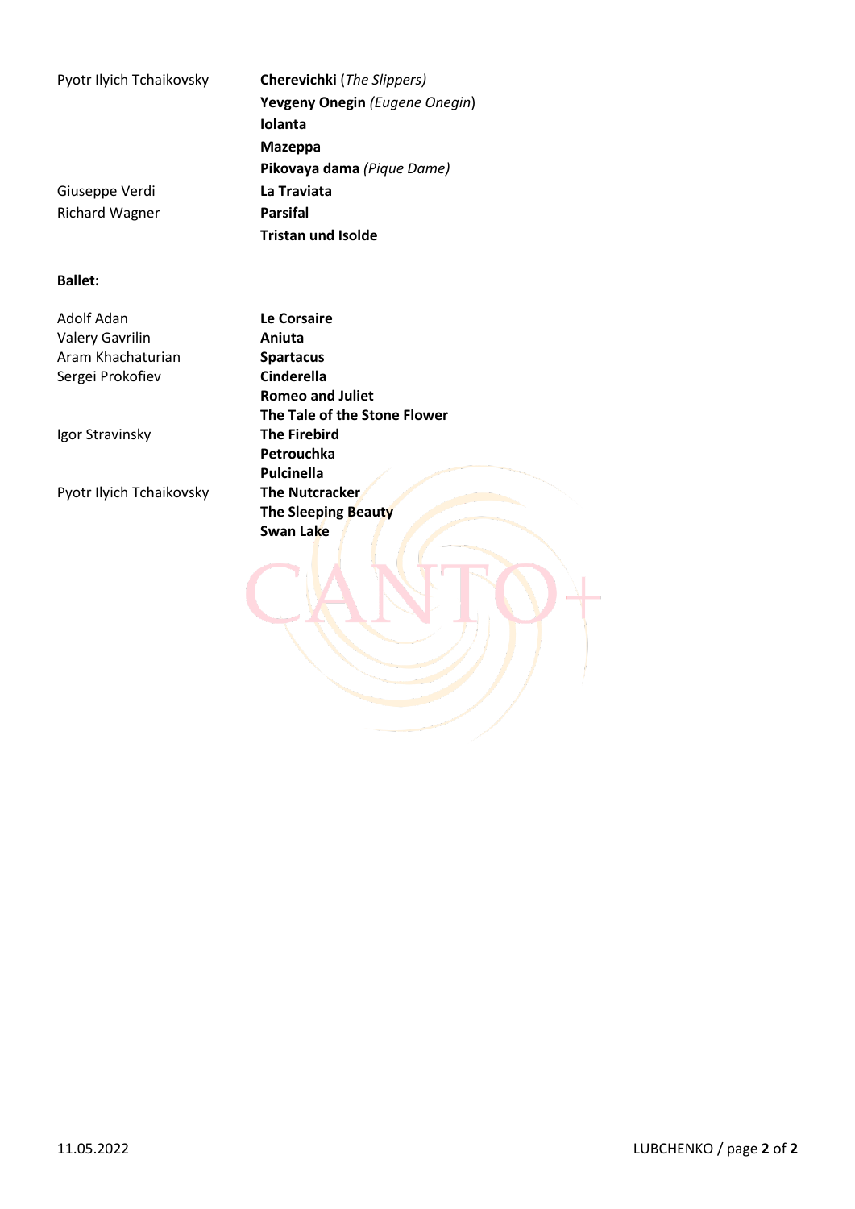| | |
|---|---|
| Pyotr Ilyich Tchaikovsky | **Cherevichki** (*The Slippers)* |
| | **Yevgeny Onegin** *(Eugene Onegin*) |
| | **Iolanta** |
| | **Mazeppa** |
| | **Pikovaya dama** *(Pique Dame)* |
| Giuseppe Verdi | **La Traviata** |
| Richard Wagner | **Parsifal** |
| | **Tristan und Isolde** |

**Ballet:**

| | |
|---|---|
| Adolf Adan | **Le Corsaire** |
| Valery Gavrilin | **Aniuta** |
| Aram Khachaturian | **Spartacus** |
| Sergei Prokofiev | **Cinderella** |
| | **Romeo and Juliet** |
| | **The Tale of the Stone Flower** |
| Igor Stravinsky | **The Firebird** |
| | **Petrouchka** |
| | **Pulcinella** |
| Pyotr Ilyich Tchaikovsky | **The Nutcracker** |
| | **The Sleeping Beauty** |
| | **Swan Lake** |

11.05.2022